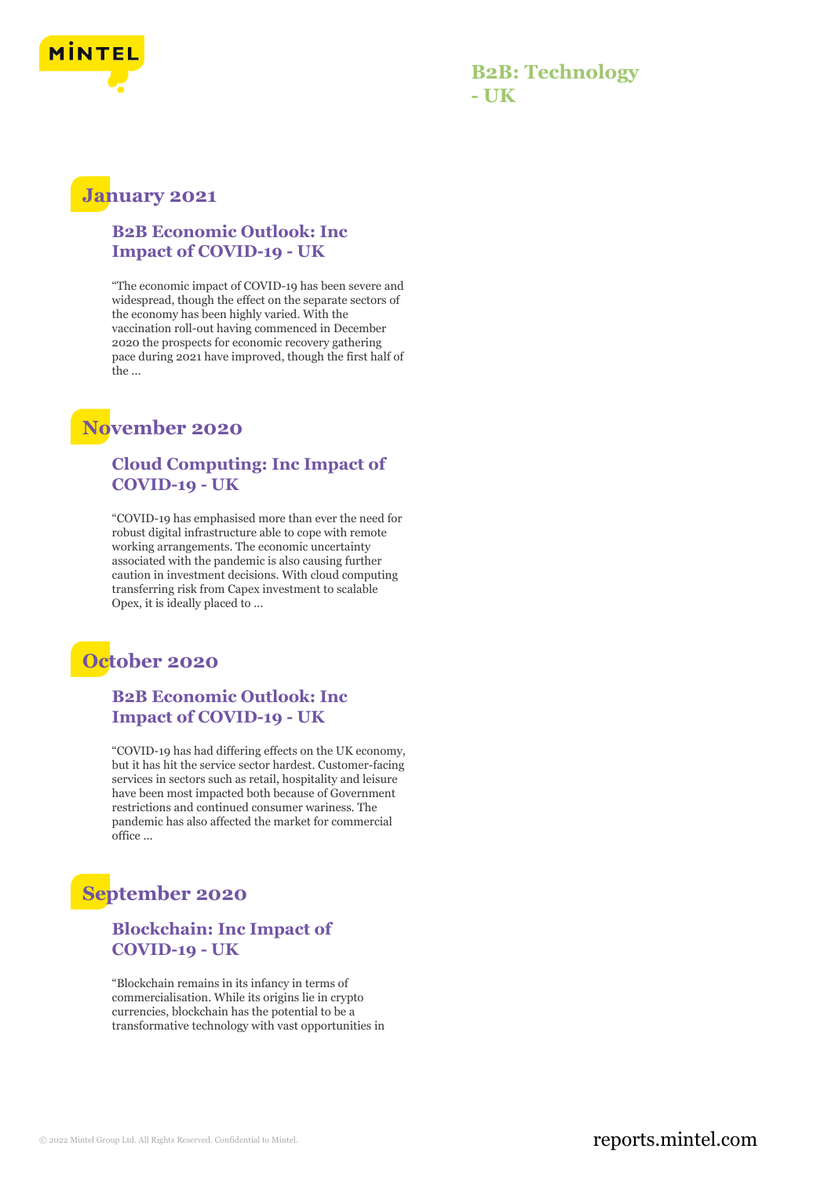# B2B: Technology - UK

## January 2021

### B2B Economic Outlook: Inc Impact of COVID-19 - UK

"The economic impact of COVID-19 has been severe and widespread, though the effect on the separate sectors of the economy has been highly varied. With the vaccination roll-out having commenced in December 2020 the prospects for economic recovery gathering pace during 2021 have improved, though the first half of the ...

## November 2020

### Cloud Computing: Inc Impact of COVID-19 - UK

"COVID-19 has emphasised more than ever the need for robust digital infrastructure able to cope with remote working arrangements. The economic uncertainty associated with the pandemic is also causing further caution in investment decisions. With cloud computing transferring risk from Capex investment to scalable Opex, it is ideally placed to ...

## October 2020

### B2B Economic Outlook: Inc Impact of COVID-19 - UK

"COVID-19 has had differing effects on the UK economy, but it has hit the service sector hardest. Customer-facing services in sectors such as retail, hospitality and leisure have been most impacted both because of Government restrictions and continued consumer wariness. The pandemic has also affected the market for commercial office ...

## September 2020

### Blockchain: Inc Impact of COVID-19 - UK

"Blockchain remains in its infancy in terms of commercialisation. While its origins lie in crypto currencies, blockchain has the potential to be a transformative technology with vast opportunities in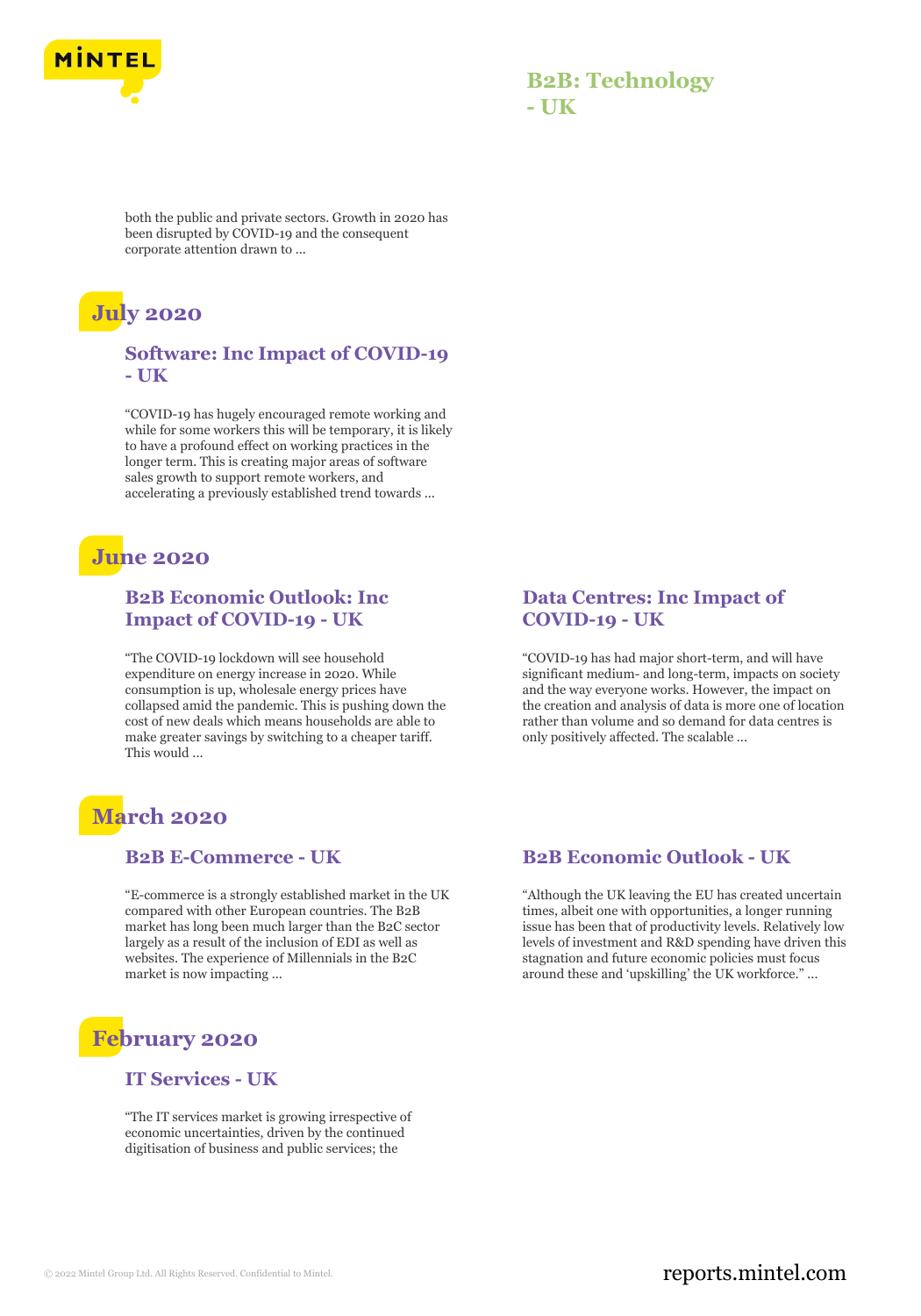both the public and private sectors. Growth in 2020 has been disrupted by COVID-19 and the consequent corporate attention drawn to ...

## July 2020

### Software: Inc Impact of COVID-19 - UK

"COVID-19 has hugely encouraged remote working and while for some workers this will be temporary, it is likely to have a profound effect on working practices in the longer term. This is creating major areas of software sales growth to support remote workers, and accelerating a previously established trend towards ...

## June 2020

### B2B Economic Outlook: Inc Impact of COVID-19 - UK

"The COVID-19 lockdown will see household expenditure on energy increase in 2020. While consumption is up, wholesale energy prices have collapsed amid the pandemic. This is pushing down the cost of new deals which means households are able to make greater savings by switching to a cheaper tariff. This would ...

### Data Centres: Inc Impact of COVID-19 - UK

"COVID-19 has had major short-term, and will have significant medium- and long-term, impacts on society and the way everyone works. However, the impact on the creation and analysis of data is more one of location rather than volume and so demand for data centres is only positively affected. The scalable ...

## March 2020

### B2B E-Commerce - UK

"E-commerce is a strongly established market in the UK compared with other European countries. The B2B market has long been much larger than the B2C sector largely as a result of the inclusion of EDI as well as websites. The experience of Millennials in the B2C market is now impacting ...

### B2B Economic Outlook - UK

"Although the UK leaving the EU has created uncertain times, albeit one with opportunities, a longer running issue has been that of productivity levels. Relatively low levels of investment and R&D spending have driven this stagnation and future economic policies must focus around these and 'upskilling' the UK workforce." ...

## February 2020

### IT Services - UK

"The IT services market is growing irrespective of economic uncertainties, driven by the continued digitisation of business and public services; the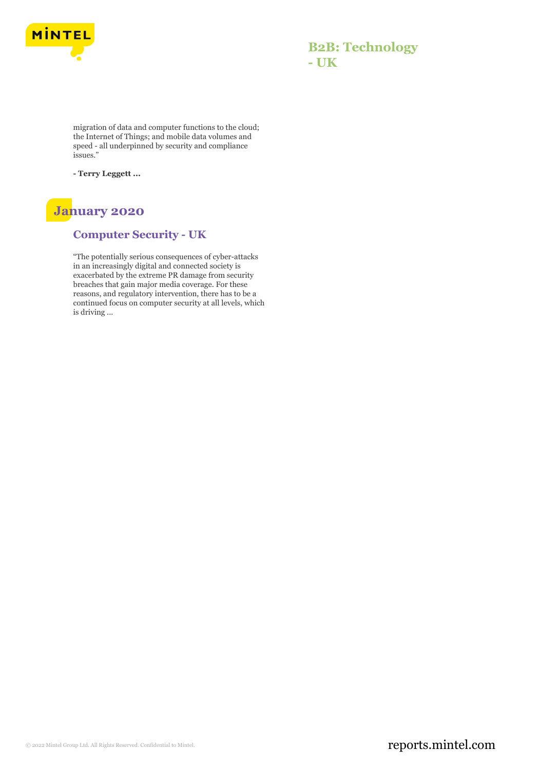migration of data and computer functions to the cloud; the Internet of Things; and mobile data volumes and speed - all underpinned by security and compliance issues."

**- Terry Leggett ...**

## January 2020

### Computer Security - UK

"The potentially serious consequences of cyber-attacks in an increasingly digital and connected society is exacerbated by the extreme PR damage from security breaches that gain major media coverage. For these reasons, and regulatory intervention, there has to be a continued focus on computer security at all levels, which is driving ...